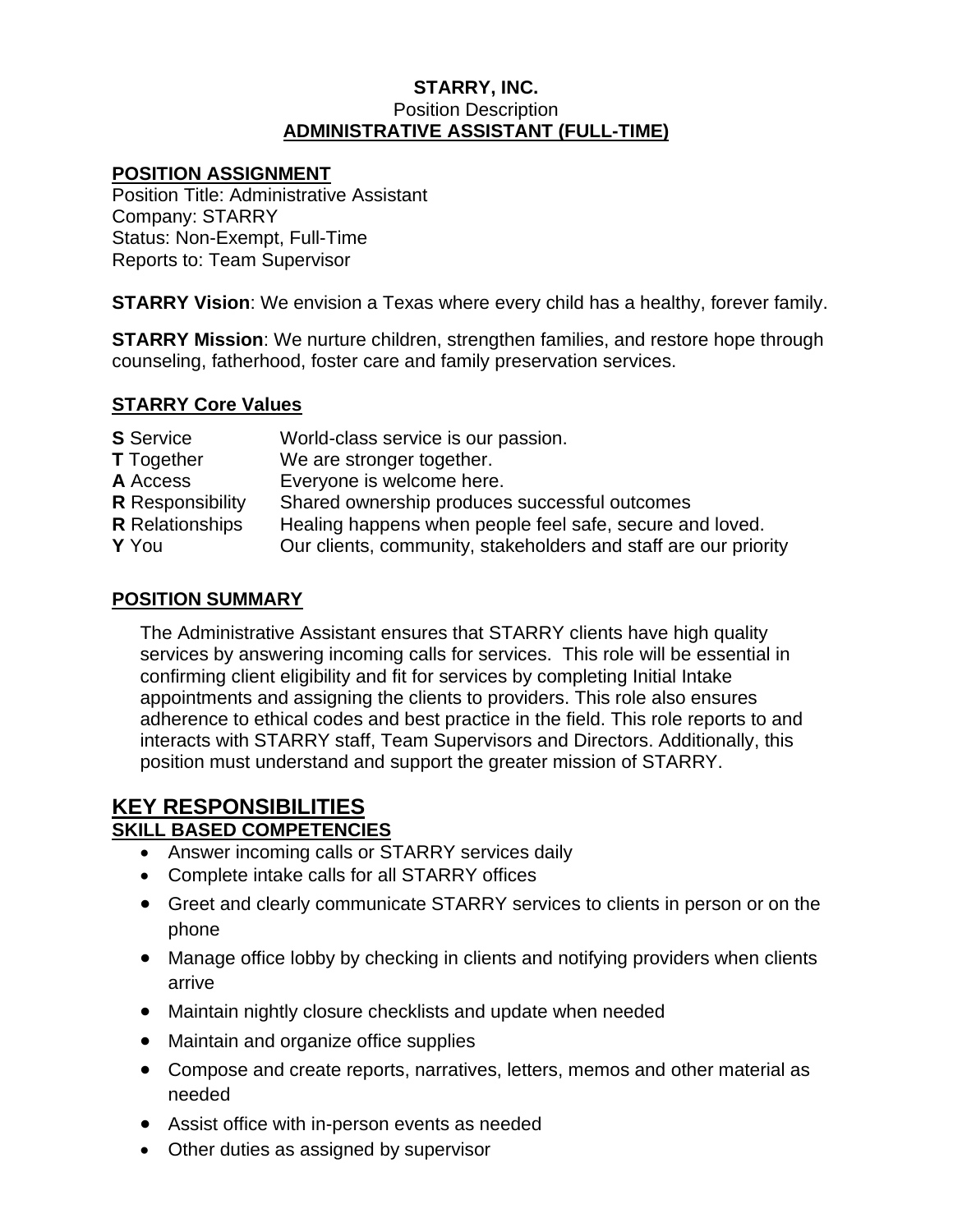**STARRY, INC.**

Position Description

**ADMINISTRATIVE ASSISTANT (FULL-TIME)**

## POSITION ASSIGNMENT

Position Title: Administrative Assistant
Company: STARRY
Status: Non-Exempt, Full-Time
Reports to: Team Supervisor

**STARRY Vision**: We envision a Texas where every child has a healthy, forever family.

**STARRY Mission**: We nurture children, strengthen families, and restore hope through counseling, fatherhood, foster care and family preservation services.

## STARRY Core Values

| | |
|---|---|
| **S** Service | World-class service is our passion. |
| **T** Together | We are stronger together. |
| **A** Access | Everyone is welcome here. |
| **R** Responsibility | Shared ownership produces successful outcomes |
| **R** Relationships | Healing happens when people feel safe, secure and loved. |
| **Y** You | Our clients, community, stakeholders and staff are our priority |

## POSITION SUMMARY

The Administrative Assistant ensures that STARRY clients have high quality services by answering incoming calls for services. This role will be essential in confirming client eligibility and fit for services by completing Initial Intake appointments and assigning the clients to providers. This role also ensures adherence to ethical codes and best practice in the field. This role reports to and interacts with STARRY staff, Team Supervisors and Directors. Additionally, this position must understand and support the greater mission of STARRY.

# KEY RESPONSIBILITIES

## SKILL BASED COMPETENCIES

- Answer incoming calls or STARRY services daily
- Complete intake calls for all STARRY offices
- Greet and clearly communicate STARRY services to clients in person or on the phone
- Manage office lobby by checking in clients and notifying providers when clients arrive
- Maintain nightly closure checklists and update when needed
- Maintain and organize office supplies
- Compose and create reports, narratives, letters, memos and other material as needed
- Assist office with in-person events as needed
- Other duties as assigned by supervisor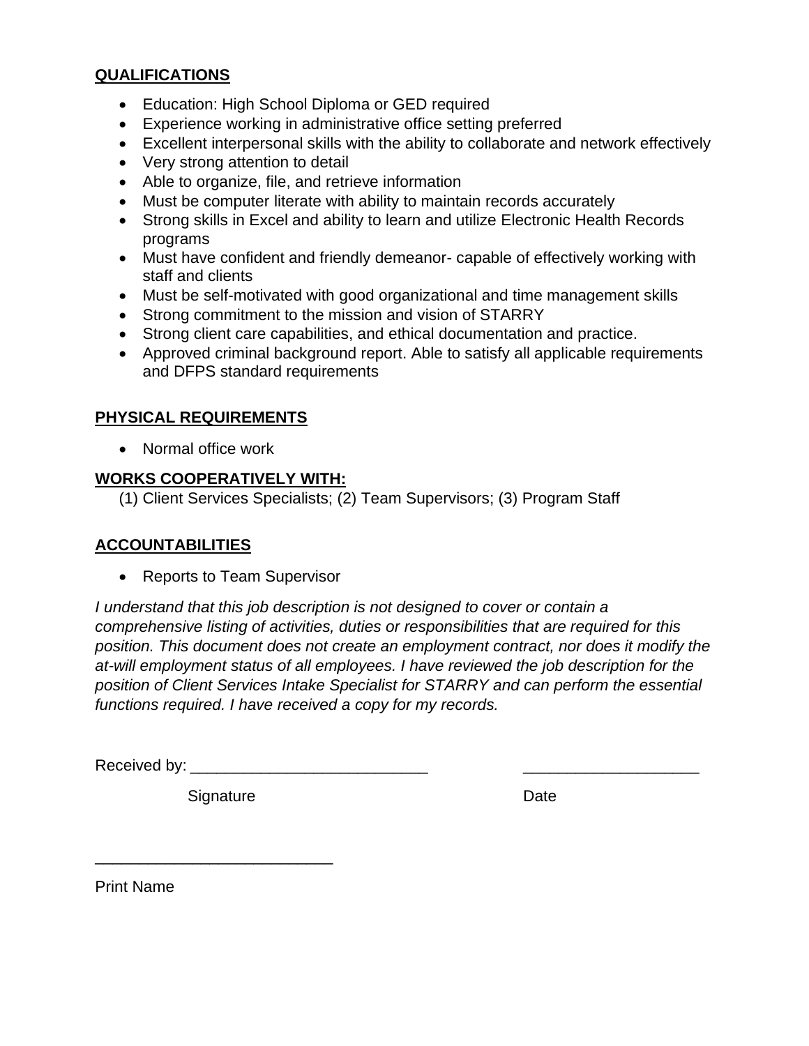**QUALIFICATIONS**

- Education: High School Diploma or GED required
- Experience working in administrative office setting preferred
- Excellent interpersonal skills with the ability to collaborate and network effectively
- Very strong attention to detail
- Able to organize, file, and retrieve information
- Must be computer literate with ability to maintain records accurately
- Strong skills in Excel and ability to learn and utilize Electronic Health Records programs
- Must have confident and friendly demeanor- capable of effectively working with staff and clients
- Must be self-motivated with good organizational and time management skills
- Strong commitment to the mission and vision of STARRY
- Strong client care capabilities, and ethical documentation and practice.
- Approved criminal background report. Able to satisfy all applicable requirements and DFPS standard requirements

**PHYSICAL REQUIREMENTS**

- Normal office work

**WORKS COOPERATIVELY WITH:**

(1) Client Services Specialists; (2) Team Supervisors; (3) Program Staff

**ACCOUNTABILITIES**

- Reports to Team Supervisor

*I understand that this job description is not designed to cover or contain a comprehensive listing of activities, duties or responsibilities that are required for this position. This document does not create an employment contract, nor does it modify the at-will employment status of all employees. I have reviewed the job description for the position of Client Services Intake Specialist for STARRY and can perform the essential functions required. I have received a copy for my records.*

Received by: ___________________________ ____________________

Signature Date

___________________________

Print Name